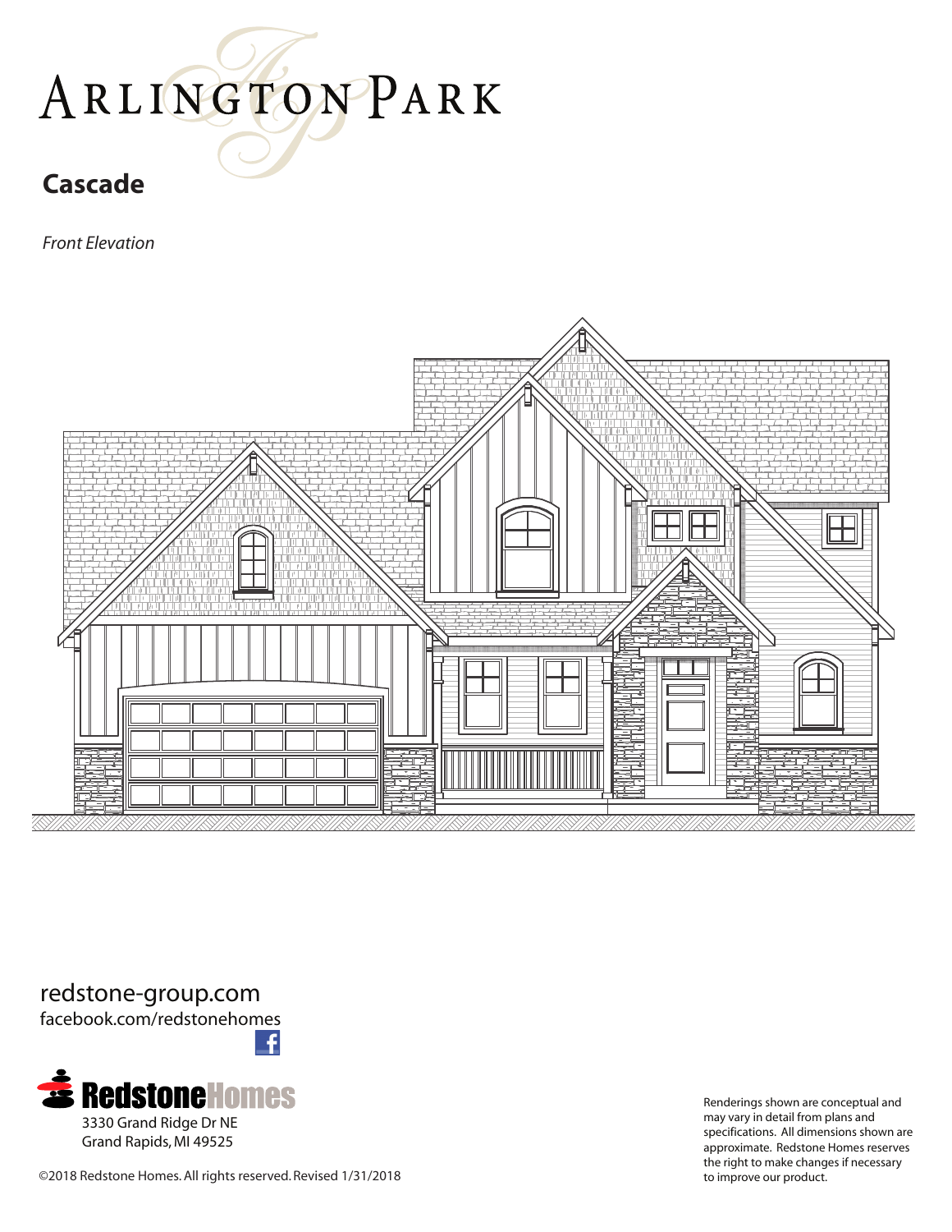# Arlington Park

## Cascade

*Front Elevation*

redstone-group.com
facebook.com/redstonehomes

RedstoneHomes
3330 Grand Ridge Dr NE
Grand Rapids, MI 49525

Renderings shown are conceptual and may vary in detail from plans and specifications. All dimensions shown are approximate. Redstone Homes reserves the right to make changes if necessary to improve our product.

©2018 Redstone Homes. All rights reserved. Revised 1/31/2018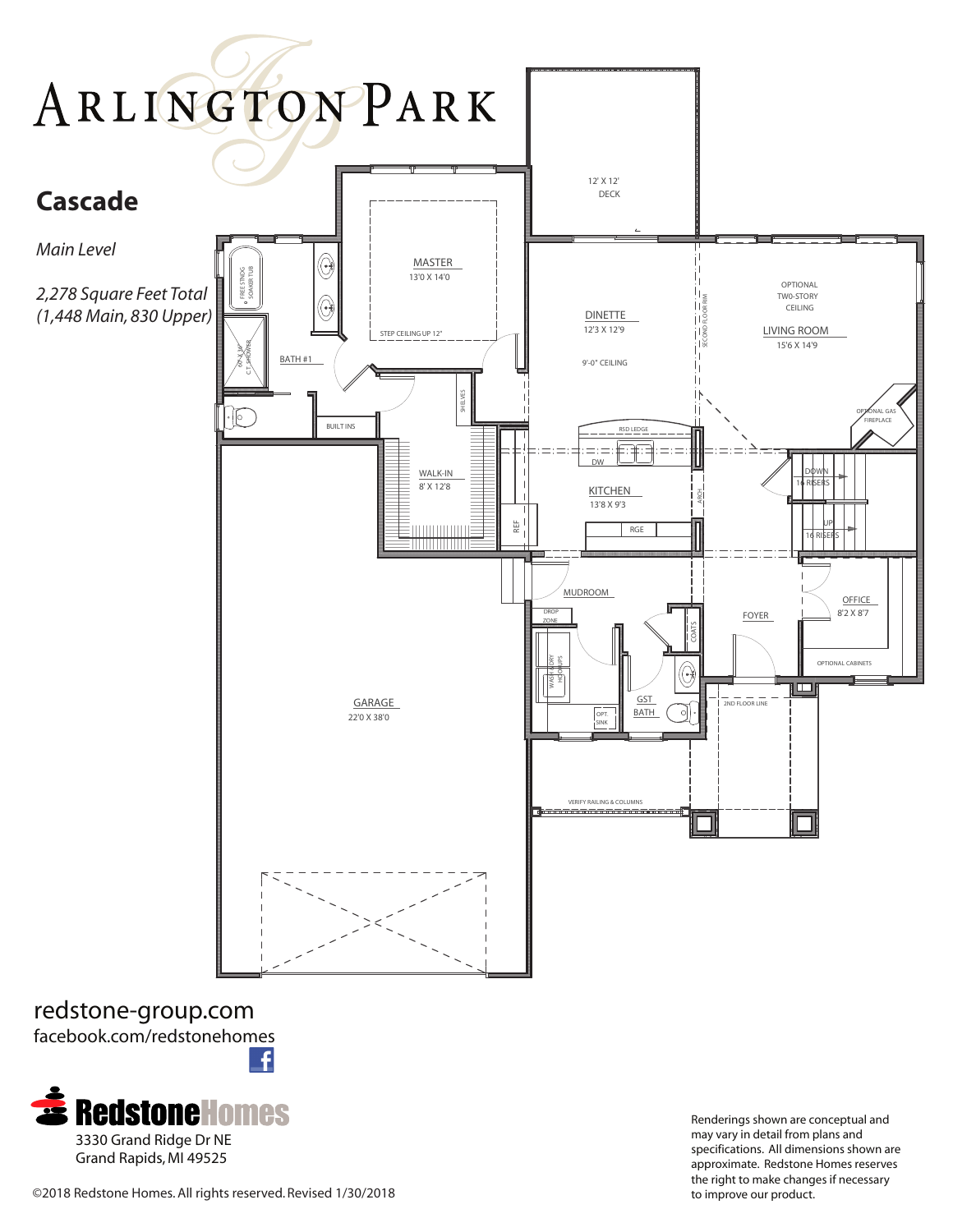# Arlington Park

## Cascade

*Main Level*

*2,278 Square Feet Total (1,448 Main, 830 Upper)*

12' X 12' DECK

MASTER 13'0 X 14'0

STEP CEILING UP 12"

FREE STNDG SOAKER TUB

60"X36" C.T. SHOWER

BATH #1

BUILT INS

SHELVES

WALK-IN 8' X 12'8

DINETTE 12'3 X 12'9

9'-0" CEILING

SECOND FLOOR RIM

OPTIONAL TWO-STORY CEILING

LIVING ROOM 15'6 X 14'9

OPTIONAL GAS FIREPLACE

RSD LEDGE

DW

KITCHEN 13'8 X 9'3

REF

RGE

ARCH

DOWN 16 RISERS

UP 16 RISERS

MUDROOM

DROP ZONE

WASH / DRY HOOKUPS

OPT. SINK

COATS

GST BATH

FOYER

OFFICE 8'2 X 8'7

OPTIONAL CABINETS

2ND FLOOR LINE

GARAGE 22'0 X 38'0

VERIFY RAILING & COLUMNS

redstone-group.com
facebook.com/redstonehomes

**Redstone Homes**
3330 Grand Ridge Dr NE
Grand Rapids, MI 49525

©2018 Redstone Homes. All rights reserved. Revised 1/30/2018

Renderings shown are conceptual and may vary in detail from plans and specifications. All dimensions shown are approximate. Redstone Homes reserves the right to make changes if necessary to improve our product.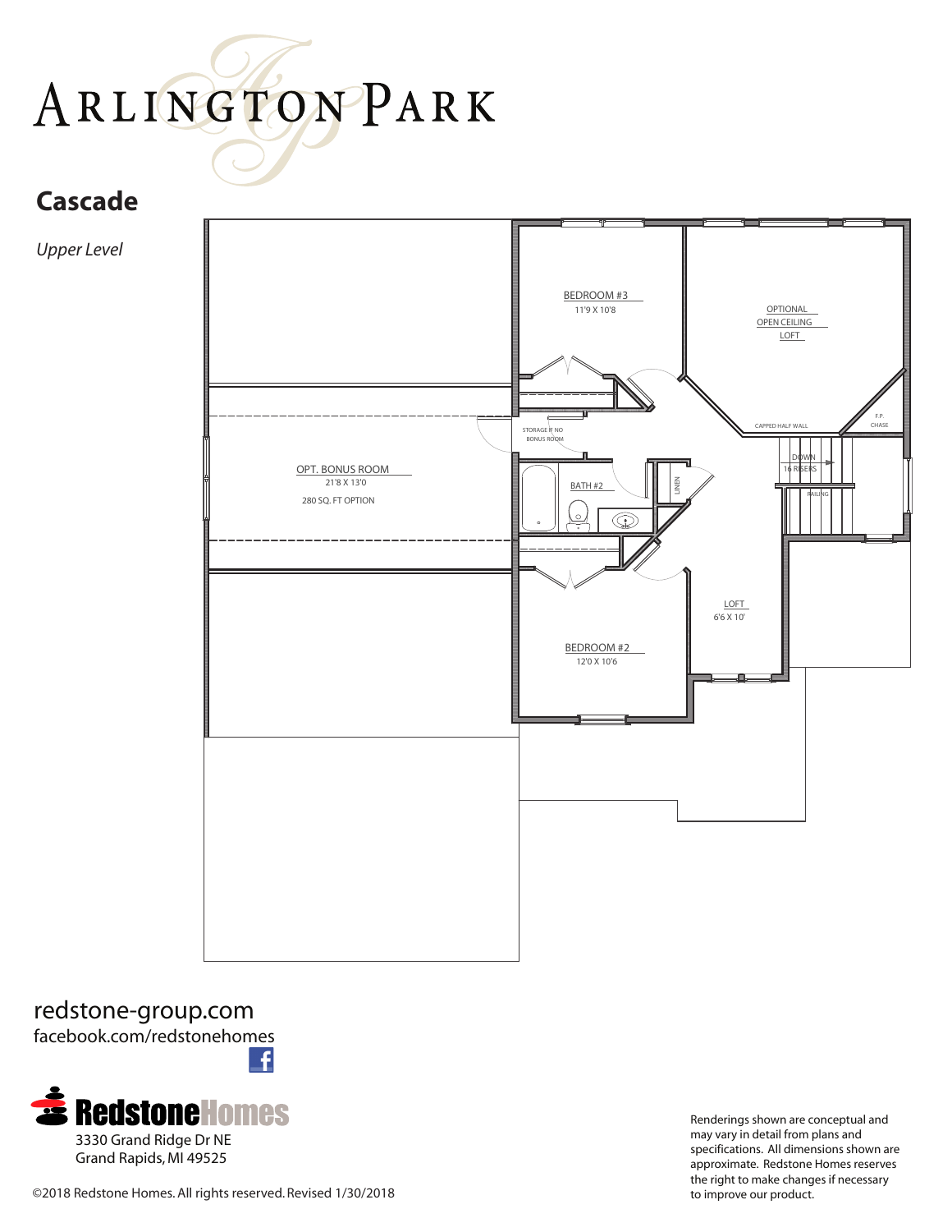# ARLINGTON PARK

## Cascade

*Upper Level*

BEDROOM #3
11'9 X 10'8

OPTIONAL
OPEN CEILING
LOFT

CAPPED HALF WALL

F.P.
CHASE

STORAGE IF NO
BONUS ROOM

OPT. BONUS ROOM
21'8 X 13'0
280 SQ. FT OPTION

BATH #2

LINEN

DOWN
16 RISERS

RAILING

LOFT
6'6 X 10'

BEDROOM #2
12'0 X 10'6

redstone-group.com
facebook.com/redstonehomes

RedstoneHomes
3330 Grand Ridge Dr NE
Grand Rapids, MI 49525

©2018 Redstone Homes. All rights reserved. Revised 1/30/2018

Renderings shown are conceptual and may vary in detail from plans and specifications. All dimensions shown are approximate. Redstone Homes reserves the right to make changes if necessary to improve our product.